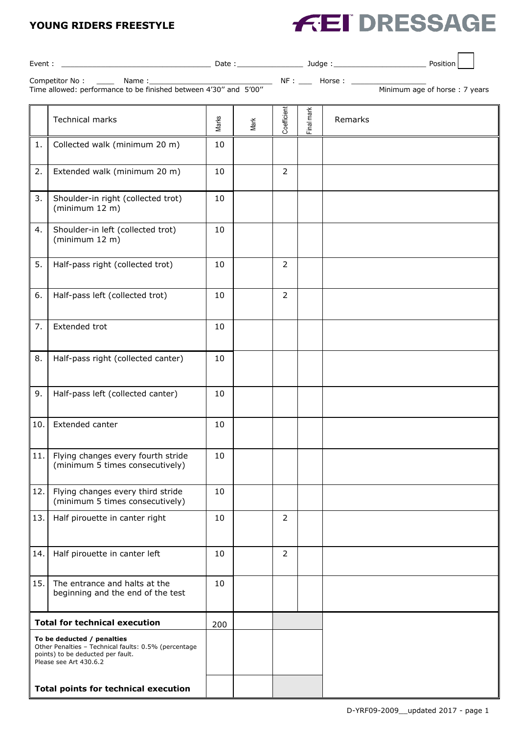# YOUNG RIDERS FREESTYLE

**FEI DRESSAGE**

Event : ________________________________ Date : ______________ Judge : ____________________ Position

Competitor No : ____ Name : ____________________________ NF : ___ Horse : ________________

Time allowed: performance to be finished between 4'30'' and 5'00'' Minimum age of horse : 7 years

| | Technical marks | Marks | Mark | Coefficient | Final mark | Remarks |
|---|---|---|---|---|---|---|
| 1. | Collected walk (minimum 20 m) | 10 | | | | |
| 2. | Extended walk (minimum 20 m) | 10 | | 2 | | |
| 3. | Shoulder-in right (collected trot) (minimum 12 m) | 10 | | | | |
| 4. | Shoulder-in left (collected trot) (minimum 12 m) | 10 | | | | |
| 5. | Half-pass right (collected trot) | 10 | | 2 | | |
| 6. | Half-pass left (collected trot) | 10 | | 2 | | |
| 7. | Extended trot | 10 | | | | |
| 8. | Half-pass right (collected canter) | 10 | | | | |
| 9. | Half-pass left (collected canter) | 10 | | | | |
| 10. | Extended canter | 10 | | | | |
| 11. | Flying changes every fourth stride (minimum 5 times consecutively) | 10 | | | | |
| 12. | Flying changes every third stride (minimum 5 times consecutively) | 10 | | | | |
| 13. | Half pirouette in canter right | 10 | | 2 | | |
| 14. | Half pirouette in canter left | 10 | | 2 | | |
| 15. | The entrance and halts at the beginning and the end of the test | 10 | | | | |
| **Total for technical execution** | | 200 | | | | |
| **To be deducted / penalties** Other Penalties – Technical faults: 0.5% (percentage points) to be deducted per fault. Please see Art 430.6.2 | | | | | | |
| **Total points for technical execution** | | | | | | |

D-YRF09-2009__updated 2017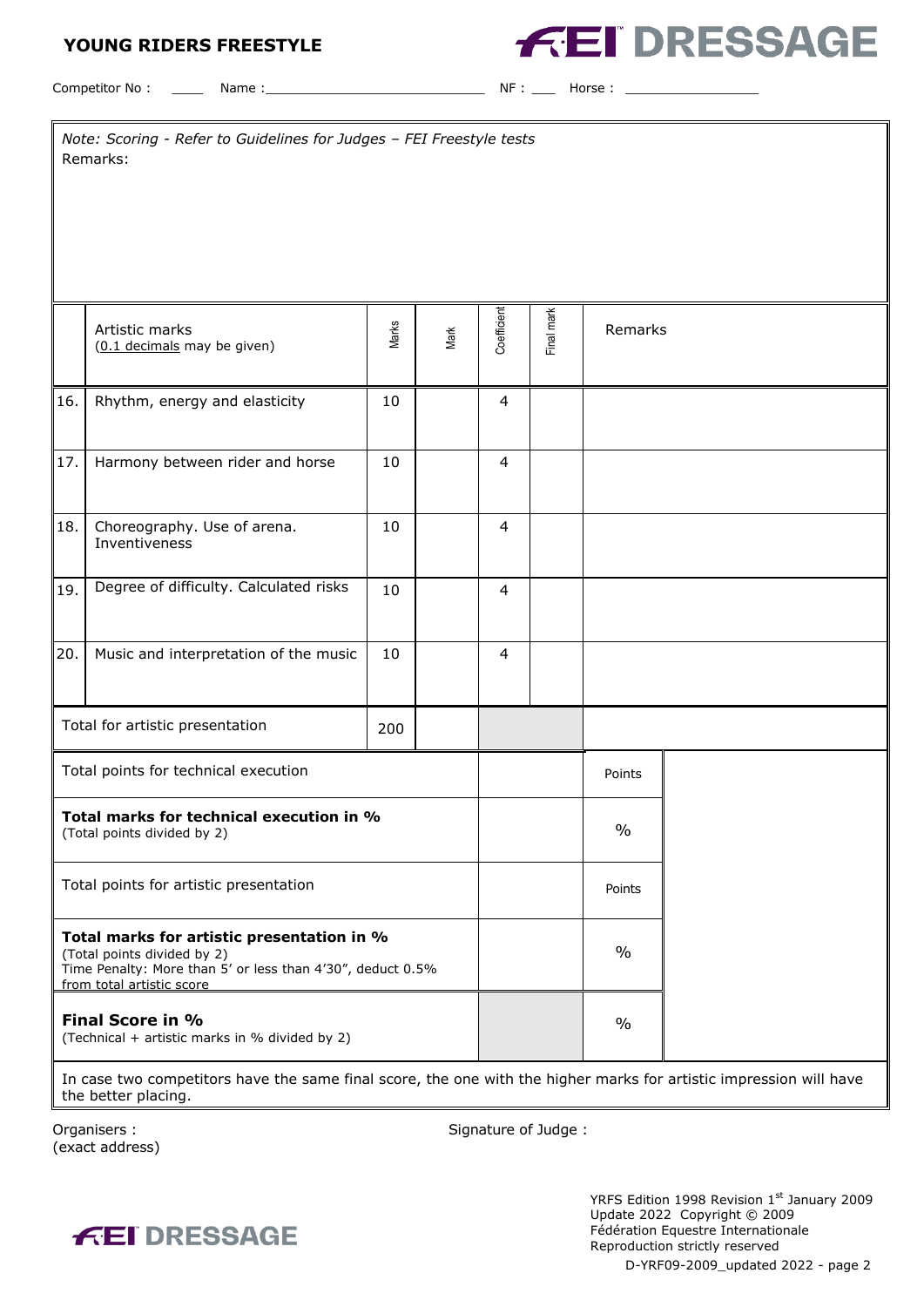# YOUNG RIDERS FREESTYLE

FEI DRESSAGE

Competitor No : ____ Name :____________________________ NF : ___ Horse : _________________

*Note: Scoring - Refer to Guidelines for Judges – FEI Freestyle tests*

Remarks:

| | Artistic marks (0.1 decimals may be given) | Marks | Mark | Coefficient | Final mark | Remarks |
|---|---|---|---|---|---|---|
| 16. | Rhythm, energy and elasticity | 10 | | 4 | | |
| 17. | Harmony between rider and horse | 10 | | 4 | | |
| 18. | Choreography. Use of arena. Inventiveness | 10 | | 4 | | |
| 19. | Degree of difficulty. Calculated risks | 10 | | 4 | | |
| 20. | Music and interpretation of the music | 10 | | 4 | | |
| | Total for artistic presentation | 200 | | | | |

| | | |
|---|---|---|
| Total points for technical execution | | Points |
| **Total marks for technical execution in %** (Total points divided by 2) | | % |
| Total points for artistic presentation | | Points |
| **Total marks for artistic presentation in %** (Total points divided by 2) Time Penalty: More than 5' or less than 4'30", deduct 0.5% from total artistic score | | % |
| **Final Score in %** (Technical + artistic marks in % divided by 2) | | % |

In case two competitors have the same final score, the one with the higher marks for artistic impression will have the better placing.

Organisers :
(exact address)

Signature of Judge :

FEI DRESSAGE

YRFS Edition 1998 Revision 1st January 2009
Update 2022 Copyright © 2009
Fédération Equestre Internationale
Reproduction strictly reserved
D-YRF09-2009_updated 2022